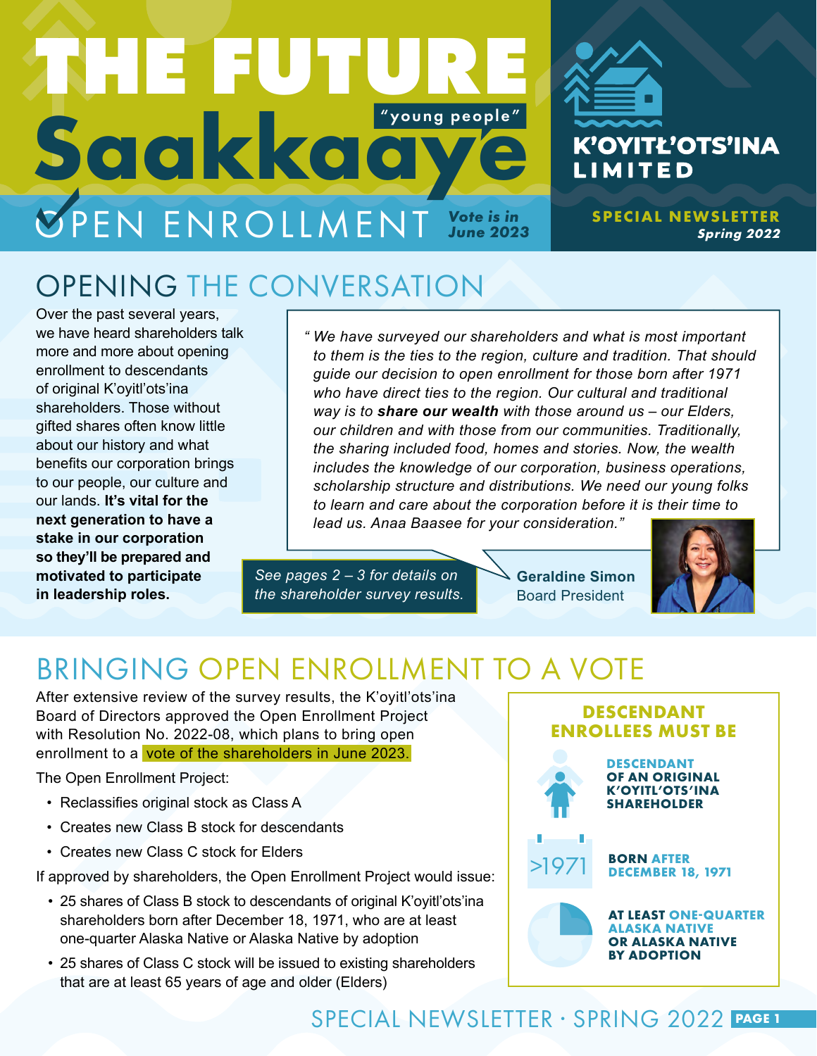# THE FUTURE Saakkaaye

"young people"

OPEN ENROLLMENT Vote is in June 2023

K'OYITŁ'OTS'INA LIMITED

SPECIAL NEWSLETTER Spring 2022

## OPENING THE CONVERSATION

Over the past several years, we have heard shareholders talk more and more about opening enrollment to descendants of original K'oyitl'ots'ina shareholders. Those without gifted shares often know little about our history and what benefits our corporation brings to our people, our culture and our lands. **It's vital for the next generation to have a stake in our corporation so they'll be prepared and motivated to participate in leadership roles.**

*"We have surveyed our shareholders and what is most important to them is the ties to the region, culture and tradition. That should guide our decision to open enrollment for those born after 1971 who have direct ties to the region. Our cultural and traditional way is to **share our wealth** with those around us – our Elders, our children and with those from our communities. Traditionally, the sharing included food, homes and stories. Now, the wealth includes the knowledge of our corporation, business operations, scholarship structure and distributions. We need our young folks to learn and care about the corporation before it is their time to lead us. Anaa Baasee for your consideration."*

**Geraldine Simon**
Board President

*See pages 2 – 3 for details on the shareholder survey results.*

## BRINGING OPEN ENROLLMENT TO A VOTE

After extensive review of the survey results, the K'oyitl'ots'ina Board of Directors approved the Open Enrollment Project with Resolution No. 2022-08, which plans to bring open enrollment to a vote of the shareholders in June 2023.

The Open Enrollment Project:

- Reclassifies original stock as Class A
- Creates new Class B stock for descendants
- Creates new Class C stock for Elders

If approved by shareholders, the Open Enrollment Project would issue:

- 25 shares of Class B stock to descendants of original K'oyitl'ots'ina shareholders born after December 18, 1971, who are at least one-quarter Alaska Native or Alaska Native by adoption
- 25 shares of Class C stock will be issued to existing shareholders that are at least 65 years of age and older (Elders)

### DESCENDANT ENROLLEES MUST BE

- **DESCENDANT OF AN ORIGINAL K'OYITL'OTS'INA SHAREHOLDER**
- >1971 **BORN AFTER DECEMBER 18, 1971**
- **AT LEAST ONE-QUARTER ALASKA NATIVE OR ALASKA NATIVE BY ADOPTION**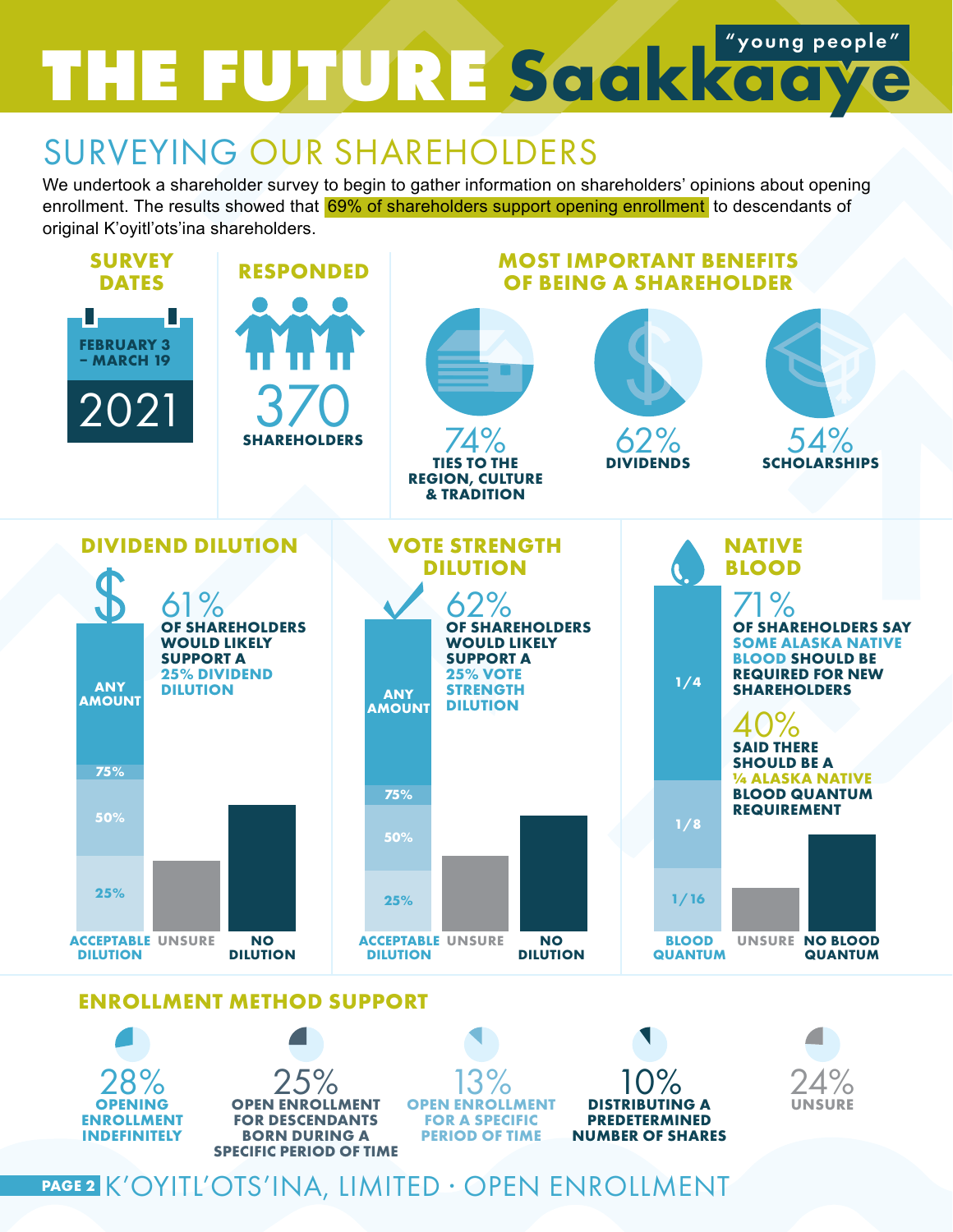# THE FUTURE Saakkaaye "young people"

## SURVEYING OUR SHAREHOLDERS

We undertook a shareholder survey to begin to gather information on shareholders' opinions about opening enrollment. The results showed that **69% of shareholders support opening enrollment** to descendants of original K'oyitl'ots'ina shareholders.

### SURVEY DATES

FEBRUARY 3 – MARCH 19

2021

### RESPONDED

370

SHAREHOLDERS

### MOST IMPORTANT BENEFITS OF BEING A SHAREHOLDER

74% TIES TO THE REGION, CULTURE & TRADITION

62% DIVIDENDS

54% SCHOLARSHIPS

### DIVIDEND DILUTION

61% OF SHAREHOLDERS WOULD LIKELY SUPPORT A 25% DIVIDEND DILUTION

ANY AMOUNT / 75% / 50% / 25%

ACCEPTABLE DILUTION | UNSURE | NO DILUTION

### VOTE STRENGTH DILUTION

62% OF SHAREHOLDERS WOULD LIKELY SUPPORT A 25% VOTE STRENGTH DILUTION

ANY AMOUNT / 75% / 50% / 25%

ACCEPTABLE DILUTION | UNSURE | NO DILUTION

### NATIVE BLOOD

71% OF SHAREHOLDERS SAY SOME ALASKA NATIVE BLOOD SHOULD BE REQUIRED FOR NEW SHAREHOLDERS

40% SAID THERE SHOULD BE A ¼ ALASKA NATIVE BLOOD QUANTUM REQUIREMENT

1/4 / 1/8 / 1/16

BLOOD QUANTUM | UNSURE | NO BLOOD QUANTUM

### ENROLLMENT METHOD SUPPORT

28% OPENING ENROLLMENT INDEFINITELY

25% OPEN ENROLLMENT FOR DESCENDANTS BORN DURING A SPECIFIC PERIOD OF TIME

13% OPEN ENROLLMENT FOR A SPECIFIC PERIOD OF TIME

10% DISTRIBUTING A PREDETERMINED NUMBER OF SHARES

24% UNSURE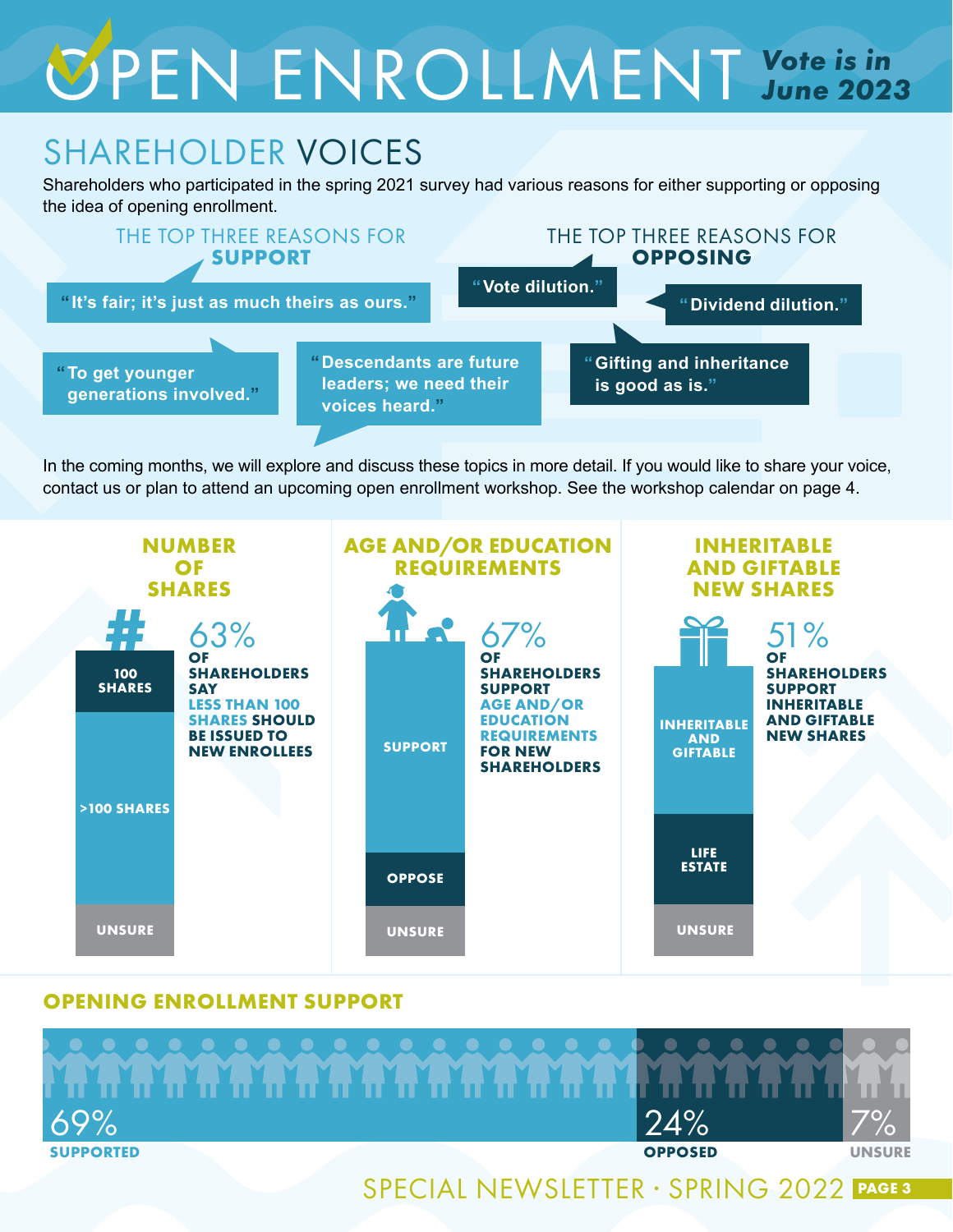# OPEN ENROLLMENT *Vote is in June 2023*

## SHAREHOLDER VOICES

Shareholders who participated in the spring 2021 survey had various reasons for either supporting or opposing the idea of opening enrollment.

### THE TOP THREE REASONS FOR **SUPPORT**

- "It's fair; it's just as much theirs as ours."
- "To get younger generations involved."
- "Descendants are future leaders; we need their voices heard."

### THE TOP THREE REASONS FOR **OPPOSING**

- "Vote dilution."
- "Dividend dilution."
- "Gifting and inheritance is good as is."

In the coming months, we will explore and discuss these topics in more detail. If you would like to share your voice, contact us or plan to attend an upcoming open enrollment workshop. See the workshop calendar on page 4.

### NUMBER OF SHARES

100 SHARES | >100 SHARES | UNSURE

**63% OF SHAREHOLDERS SAY LESS THAN 100 SHARES SHOULD BE ISSUED TO NEW ENROLLEES**

### AGE AND/OR EDUCATION REQUIREMENTS

SUPPORT | OPPOSE | UNSURE

**67% OF SHAREHOLDERS SUPPORT AGE AND/OR EDUCATION REQUIREMENTS FOR NEW SHAREHOLDERS**

### INHERITABLE AND GIFTABLE NEW SHARES

INHERITABLE AND GIFTABLE | LIFE ESTATE | UNSURE

**51% OF SHAREHOLDERS SUPPORT INHERITABLE AND GIFTABLE NEW SHARES**

### OPENING ENROLLMENT SUPPORT

| 69% SUPPORTED | 24% OPPOSED | 7% UNSURE |
|---|---|---|

SPECIAL NEWSLETTER · SPRING 2022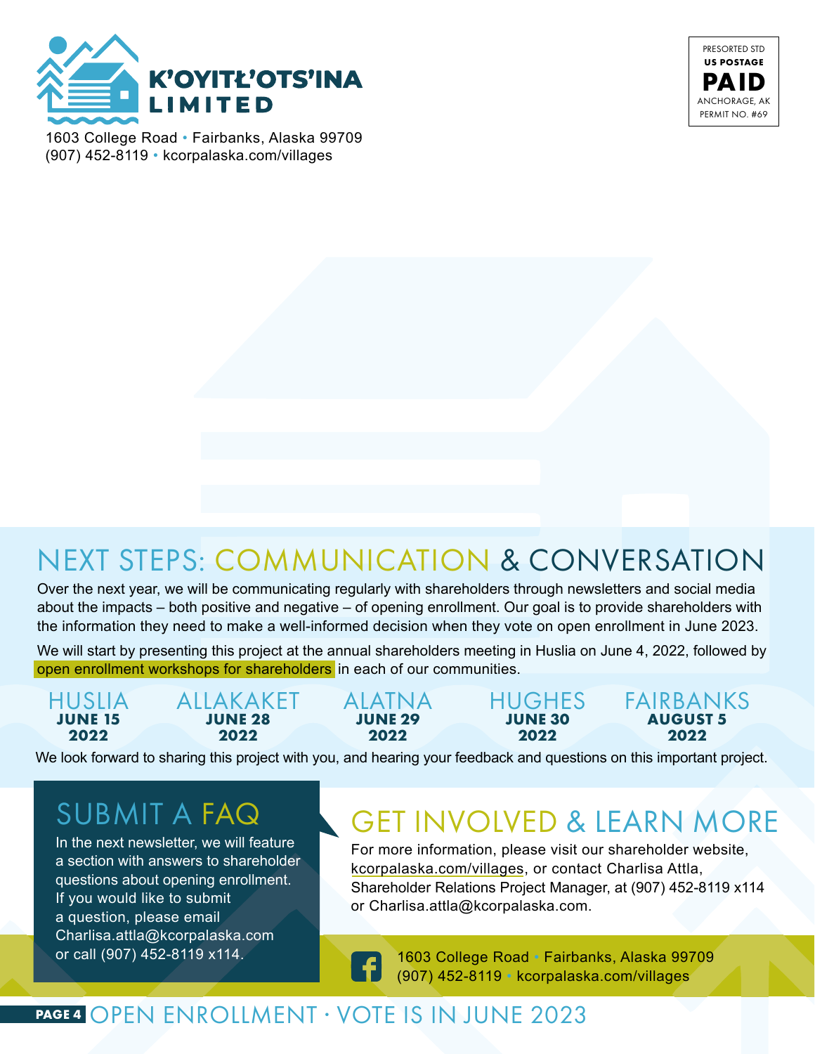# K'OYITŁ'OTS'INA LIMITED

1603 College Road • Fairbanks, Alaska 99709
(907) 452-8119 • kcorpalaska.com/villages

PRESORTED STD
US POSTAGE
**PAID**
ANCHORAGE, AK
PERMIT NO. #69

## NEXT STEPS: COMMUNICATION & CONVERSATION

Over the next year, we will be communicating regularly with shareholders through newsletters and social media about the impacts – both positive and negative – of opening enrollment. Our goal is to provide shareholders with the information they need to make a well-informed decision when they vote on open enrollment in June 2023.

We will start by presenting this project at the annual shareholders meeting in Huslia on June 4, 2022, followed by open enrollment workshops for shareholders in each of our communities.

| | | | | |
|---|---|---|---|---|
| HUSLIA | ALLAKAKET | ALATNA | HUGHES | FAIRBANKS |
| **JUNE 15 2022** | **JUNE 28 2022** | **JUNE 29 2022** | **JUNE 30 2022** | **AUGUST 5 2022** |

We look forward to sharing this project with you, and hearing your feedback and questions on this important project.

## SUBMIT A FAQ

In the next newsletter, we will feature a section with answers to shareholder questions about opening enrollment. If you would like to submit a question, please email Charlisa.attla@kcorpalaska.com or call (907) 452-8119 x114.

## GET INVOLVED & LEARN MORE

For more information, please visit our shareholder website, kcorpalaska.com/villages, or contact Charlisa Attla, Shareholder Relations Project Manager, at (907) 452-8119 x114 or Charlisa.attla@kcorpalaska.com.

1603 College Road • Fairbanks, Alaska 99709
(907) 452-8119 • kcorpalaska.com/villages

OPEN ENROLLMENT · VOTE IS IN JUNE 2023